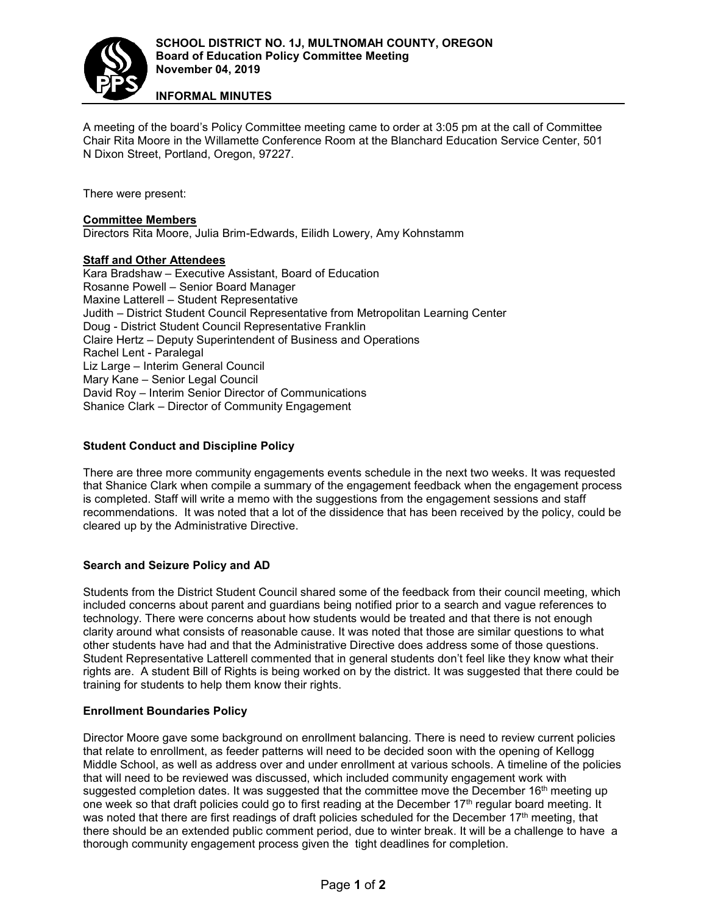**SCHOOL DISTRICT NO. 1J, MULTNOMAH COUNTY, OREGON**
**Board of Education Policy Committee Meeting**
**November 04, 2019**

**INFORMAL MINUTES**

A meeting of the board's Policy Committee meeting came to order at 3:05 pm at the call of Committee Chair Rita Moore in the Willamette Conference Room at the Blanchard Education Service Center, 501 N Dixon Street, Portland, Oregon, 97227.

There were present:

**Committee Members**
Directors Rita Moore, Julia Brim-Edwards, Eilidh Lowery, Amy Kohnstamm

**Staff and Other Attendees**
Kara Bradshaw – Executive Assistant, Board of Education
Rosanne Powell – Senior Board Manager
Maxine Latterell – Student Representative
Judith – District Student Council Representative from Metropolitan Learning Center
Doug - District Student Council Representative Franklin
Claire Hertz – Deputy Superintendent of Business and Operations
Rachel Lent - Paralegal
Liz Large – Interim General Council
Mary Kane – Senior Legal Council
David Roy – Interim Senior Director of Communications
Shanice Clark – Director of Community Engagement

**Student Conduct and Discipline Policy**

There are three more community engagements events schedule in the next two weeks. It was requested that Shanice Clark when compile a summary of the engagement feedback when the engagement process is completed. Staff will write a memo with the suggestions from the engagement sessions and staff recommendations. It was noted that a lot of the dissidence that has been received by the policy, could be cleared up by the Administrative Directive.

**Search and Seizure Policy and AD**

Students from the District Student Council shared some of the feedback from their council meeting, which included concerns about parent and guardians being notified prior to a search and vague references to technology. There were concerns about how students would be treated and that there is not enough clarity around what consists of reasonable cause. It was noted that those are similar questions to what other students have had and that the Administrative Directive does address some of those questions. Student Representative Latterell commented that in general students don't feel like they know what their rights are. A student Bill of Rights is being worked on by the district. It was suggested that there could be training for students to help them know their rights.

**Enrollment Boundaries Policy**

Director Moore gave some background on enrollment balancing. There is need to review current policies that relate to enrollment, as feeder patterns will need to be decided soon with the opening of Kellogg Middle School, as well as address over and under enrollment at various schools. A timeline of the policies that will need to be reviewed was discussed, which included community engagement work with suggested completion dates. It was suggested that the committee move the December 16th meeting up one week so that draft policies could go to first reading at the December 17th regular board meeting. It was noted that there are first readings of draft policies scheduled for the December 17th meeting, that there should be an extended public comment period, due to winter break. It will be a challenge to have a thorough community engagement process given the tight deadlines for completion.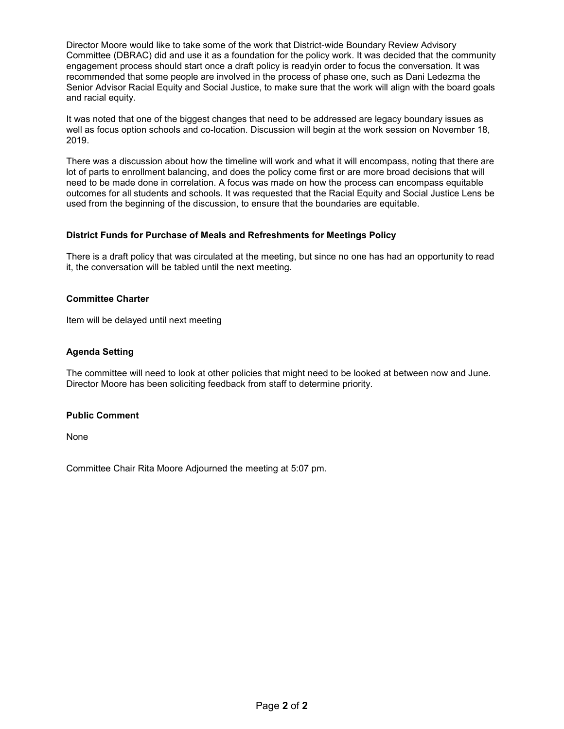Director Moore would like to take some of the work that District-wide Boundary Review Advisory Committee (DBRAC) did and use it as a foundation for the policy work. It was decided that the community engagement process should start once a draft policy is readyin order to focus the conversation. It was recommended that some people are involved in the process of phase one, such as Dani Ledezma the Senior Advisor Racial Equity and Social Justice, to make sure that the work will align with the board goals and racial equity.

It was noted that one of the biggest changes that need to be addressed are legacy boundary issues as well as focus option schools and co-location. Discussion will begin at the work session on November 18, 2019.

There was a discussion about how the timeline will work and what it will encompass, noting that there are lot of parts to enrollment balancing, and does the policy come first or are more broad decisions that will need to be made done in correlation. A focus was made on how the process can encompass equitable outcomes for all students and schools. It was requested that the Racial Equity and Social Justice Lens be used from the beginning of the discussion, to ensure that the boundaries are equitable.

**District Funds for Purchase of Meals and Refreshments for Meetings Policy**

There is a draft policy that was circulated at the meeting, but since no one has had an opportunity to read it, the conversation will be tabled until the next meeting.

**Committee Charter**

Item will be delayed until next meeting

**Agenda Setting**

The committee will need to look at other policies that might need to be looked at between now and June. Director Moore has been soliciting feedback from staff to determine priority.

**Public Comment**

None

Committee Chair Rita Moore Adjourned the meeting at 5:07 pm.